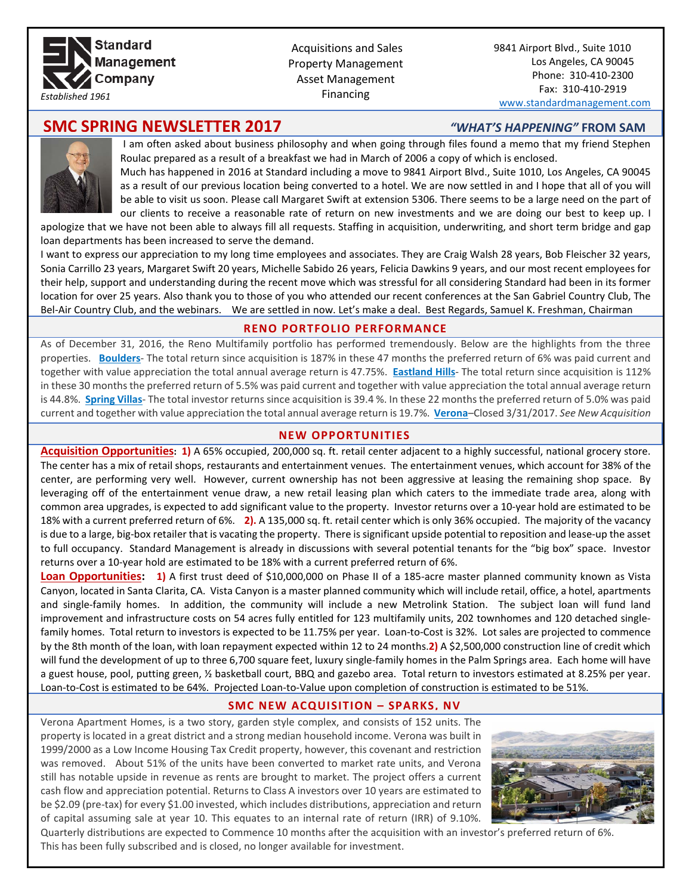**Standard Management Company**
*Established 1961*

Acquisitions and Sales
Property Management
Asset Management
Financing

9841 Airport Blvd., Suite 1010
Los Angeles, CA 90045
Phone: 310-410-2300
Fax: 310-410-2919
www.standardmanagement.com

# SMC SPRING NEWSLETTER 2017

## *"WHAT'S HAPPENING"* FROM SAM

I am often asked about business philosophy and when going through files found a memo that my friend Stephen Roulac prepared as a result of a breakfast we had in March of 2006 a copy of which is enclosed.

Much has happened in 2016 at Standard including a move to 9841 Airport Blvd., Suite 1010, Los Angeles, CA 90045 as a result of our previous location being converted to a hotel. We are now settled in and I hope that all of you will be able to visit us soon. Please call Margaret Swift at extension 5306. There seems to be a large need on the part of our clients to receive a reasonable rate of return on new investments and we are doing our best to keep up. I apologize that we have not been able to always fill all requests. Staffing in acquisition, underwriting, and short term bridge and gap loan departments has been increased to serve the demand.

I want to express our appreciation to my long time employees and associates. They are Craig Walsh 28 years, Bob Fleischer 32 years, Sonia Carrillo 23 years, Margaret Swift 20 years, Michelle Sabido 26 years, Felicia Dawkins 9 years, and our most recent employees for their help, support and understanding during the recent move which was stressful for all considering Standard had been in its former location for over 25 years. Also thank you to those of you who attended our recent conferences at the San Gabriel Country Club, The Bel-Air Country Club, and the webinars. We are settled in now. Let's make a deal. Best Regards, Samuel K. Freshman, Chairman

## RENO PORTFOLIO PERFORMANCE

As of December 31, 2016, the Reno Multifamily portfolio has performed tremendously. Below are the highlights from the three properties. **Boulders**- The total return since acquisition is 187% in these 47 months the preferred return of 6% was paid current and together with value appreciation the total annual average return is 47.75%. **Eastland Hills**- The total return since acquisition is 112% in these 30 months the preferred return of 5.5% was paid current and together with value appreciation the total annual average return is 44.8%. **Spring Villas**- The total investor returns since acquisition is 39.4 %. In these 22 months the preferred return of 5.0% was paid current and together with value appreciation the total annual average return is 19.7%. **Verona**–Closed 3/31/2017. *See New Acquisition*

## NEW OPPORTUNITIES

**Acquisition Opportunities**: **1)** A 65% occupied, 200,000 sq. ft. retail center adjacent to a highly successful, national grocery store. The center has a mix of retail shops, restaurants and entertainment venues. The entertainment venues, which account for 38% of the center, are performing very well. However, current ownership has not been aggressive at leasing the remaining shop space. By leveraging off of the entertainment venue draw, a new retail leasing plan which caters to the immediate trade area, along with common area upgrades, is expected to add significant value to the property. Investor returns over a 10-year hold are estimated to be 18% with a current preferred return of 6%. **2).** A 135,000 sq. ft. retail center which is only 36% occupied. The majority of the vacancy is due to a large, big-box retailer that is vacating the property. There is significant upside potential to reposition and lease-up the asset to full occupancy. Standard Management is already in discussions with several potential tenants for the "big box" space. Investor returns over a 10-year hold are estimated to be 18% with a current preferred return of 6%.

**Loan Opportunities**: **1)** A first trust deed of $10,000,000 on Phase II of a 185-acre master planned community known as Vista Canyon, located in Santa Clarita, CA. Vista Canyon is a master planned community which will include retail, office, a hotel, apartments and single-family homes. In addition, the community will include a new Metrolink Station. The subject loan will fund land improvement and infrastructure costs on 54 acres fully entitled for 123 multifamily units, 202 townhomes and 120 detached single-family homes. Total return to investors is expected to be 11.75% per year. Loan-to-Cost is 32%. Lot sales are projected to commence by the 8th month of the loan, with loan repayment expected within 12 to 24 months. **2)** A $2,500,000 construction line of credit which will fund the development of up to three 6,700 square feet, luxury single-family homes in the Palm Springs area. Each home will have a guest house, pool, putting green, ½ basketball court, BBQ and gazebo area. Total return to investors estimated at 8.25% per year. Loan-to-Cost is estimated to be 64%. Projected Loan-to-Value upon completion of construction is estimated to be 51%.

## SMC NEW ACQUISITION – SPARKS, NV

Verona Apartment Homes, is a two story, garden style complex, and consists of 152 units. The property is located in a great district and a strong median household income. Verona was built in 1999/2000 as a Low Income Housing Tax Credit property, however, this covenant and restriction was removed. About 51% of the units have been converted to market rate units, and Verona still has notable upside in revenue as rents are brought to market. The project offers a current cash flow and appreciation potential. Returns to Class A investors over 10 years are estimated to be $2.09 (pre-tax) for every $1.00 invested, which includes distributions, appreciation and return of capital assuming sale at year 10. This equates to an internal rate of return (IRR) of 9.10%. Quarterly distributions are expected to Commence 10 months after the acquisition with an investor's preferred return of 6%. This has been fully subscribed and is closed, no longer available for investment.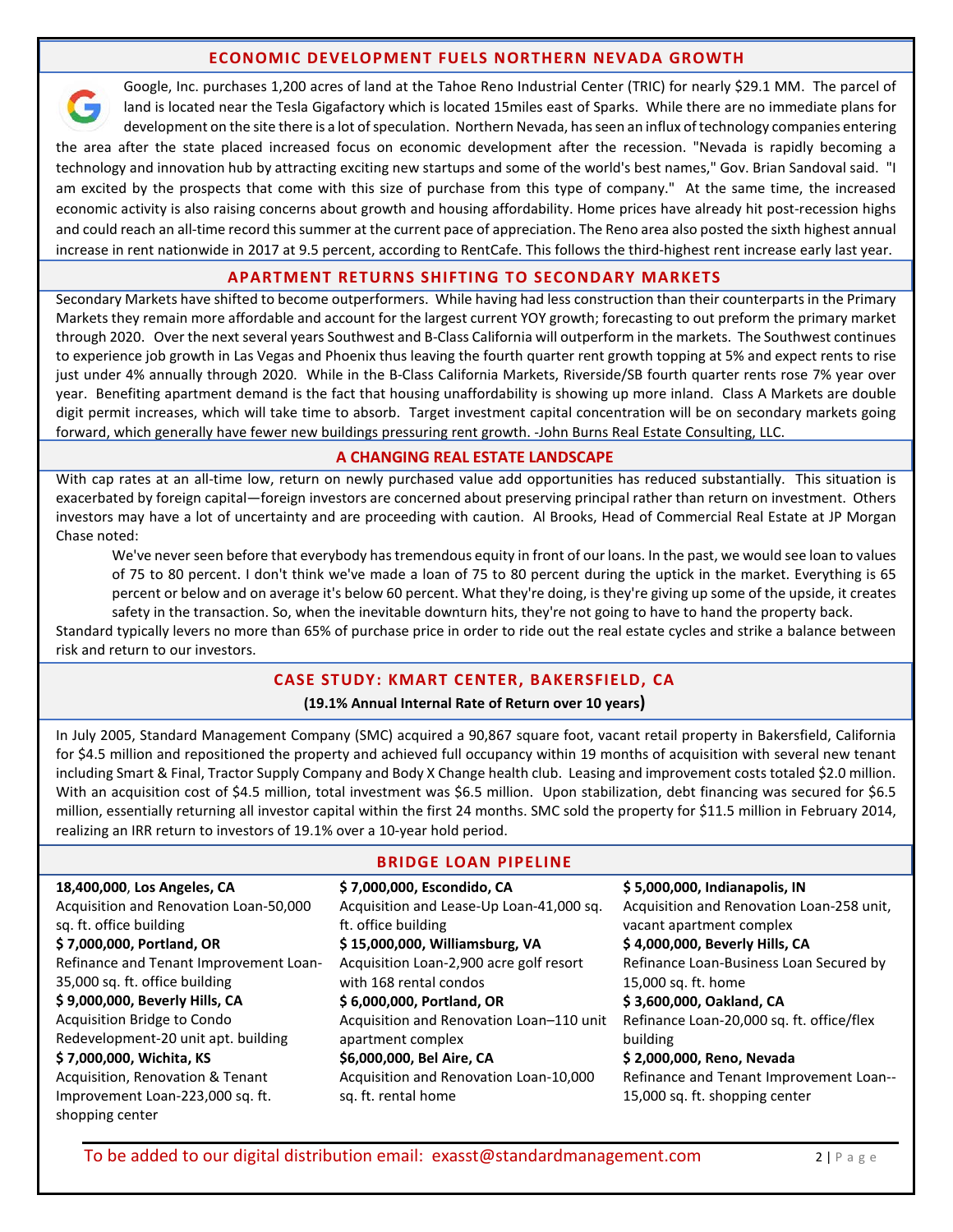## ECONOMIC DEVELOPMENT FUELS NORTHERN NEVADA GROWTH

Google, Inc. purchases 1,200 acres of land at the Tahoe Reno Industrial Center (TRIC) for nearly $29.1 MM. The parcel of land is located near the Tesla Gigafactory which is located 15miles east of Sparks. While there are no immediate plans for development on the site there is a lot of speculation. Northern Nevada, has seen an influx of technology companies entering the area after the state placed increased focus on economic development after the recession. "Nevada is rapidly becoming a technology and innovation hub by attracting exciting new startups and some of the world's best names," Gov. Brian Sandoval said. "I am excited by the prospects that come with this size of purchase from this type of company." At the same time, the increased economic activity is also raising concerns about growth and housing affordability. Home prices have already hit post-recession highs and could reach an all-time record this summer at the current pace of appreciation. The Reno area also posted the sixth highest annual increase in rent nationwide in 2017 at 9.5 percent, according to RentCafe. This follows the third-highest rent increase early last year.

## APARTMENT RETURNS SHIFTING TO SECONDARY MARKETS

Secondary Markets have shifted to become outperformers. While having had less construction than their counterparts in the Primary Markets they remain more affordable and account for the largest current YOY growth; forecasting to out preform the primary market through 2020. Over the next several years Southwest and B-Class California will outperform in the markets. The Southwest continues to experience job growth in Las Vegas and Phoenix thus leaving the fourth quarter rent growth topping at 5% and expect rents to rise just under 4% annually through 2020. While in the B-Class California Markets, Riverside/SB fourth quarter rents rose 7% year over year. Benefiting apartment demand is the fact that housing unaffordability is showing up more inland. Class A Markets are double digit permit increases, which will take time to absorb. Target investment capital concentration will be on secondary markets going forward, which generally have fewer new buildings pressuring rent growth. -John Burns Real Estate Consulting, LLC.

## A CHANGING REAL ESTATE LANDSCAPE

With cap rates at an all-time low, return on newly purchased value add opportunities has reduced substantially. This situation is exacerbated by foreign capital—foreign investors are concerned about preserving principal rather than return on investment. Others investors may have a lot of uncertainty and are proceeding with caution. Al Brooks, Head of Commercial Real Estate at JP Morgan Chase noted:

> We've never seen before that everybody has tremendous equity in front of our loans. In the past, we would see loan to values of 75 to 80 percent. I don't think we've made a loan of 75 to 80 percent during the uptick in the market. Everything is 65 percent or below and on average it's below 60 percent. What they're doing, is they're giving up some of the upside, it creates safety in the transaction. So, when the inevitable downturn hits, they're not going to have to hand the property back.

Standard typically levers no more than 65% of purchase price in order to ride out the real estate cycles and strike a balance between risk and return to our investors.

## CASE STUDY: KMART CENTER, BAKERSFIELD, CA

**(19.1% Annual Internal Rate of Return over 10 years)**

In July 2005, Standard Management Company (SMC) acquired a 90,867 square foot, vacant retail property in Bakersfield, California for $4.5 million and repositioned the property and achieved full occupancy within 19 months of acquisition with several new tenant including Smart & Final, Tractor Supply Company and Body X Change health club. Leasing and improvement costs totaled $2.0 million. With an acquisition cost of $4.5 million, total investment was $6.5 million. Upon stabilization, debt financing was secured for $6.5 million, essentially returning all investor capital within the first 24 months. SMC sold the property for $11.5 million in February 2014, realizing an IRR return to investors of 19.1% over a 10-year hold period.

## BRIDGE LOAN PIPELINE

**18,400,000, Los Angeles, CA**
Acquisition and Renovation Loan-50,000 sq. ft. office building

**$ 7,000,000, Portland, OR**
Refinance and Tenant Improvement Loan-35,000 sq. ft. office building

**$ 9,000,000, Beverly Hills, CA**
Acquisition Bridge to Condo Redevelopment-20 unit apt. building

**$ 7,000,000, Wichita, KS**
Acquisition, Renovation & Tenant Improvement Loan-223,000 sq. ft. shopping center

**$ 7,000,000, Escondido, CA**
Acquisition and Lease-Up Loan-41,000 sq. ft. office building

**$ 15,000,000, Williamsburg, VA**
Acquisition Loan-2,900 acre golf resort with 168 rental condos

**$ 6,000,000, Portland, OR**
Acquisition and Renovation Loan–110 unit apartment complex

**$6,000,000, Bel Aire, CA**
Acquisition and Renovation Loan-10,000 sq. ft. rental home

**$ 5,000,000, Indianapolis, IN**
Acquisition and Renovation Loan-258 unit, vacant apartment complex

**$ 4,000,000, Beverly Hills, CA**
Refinance Loan-Business Loan Secured by 15,000 sq. ft. home

**$ 3,600,000, Oakland, CA**
Refinance Loan-20,000 sq. ft. office/flex building

**$ 2,000,000, Reno, Nevada**
Refinance and Tenant Improvement Loan--15,000 sq. ft. shopping center

To be added to our digital distribution email: exasst@standardmanagement.com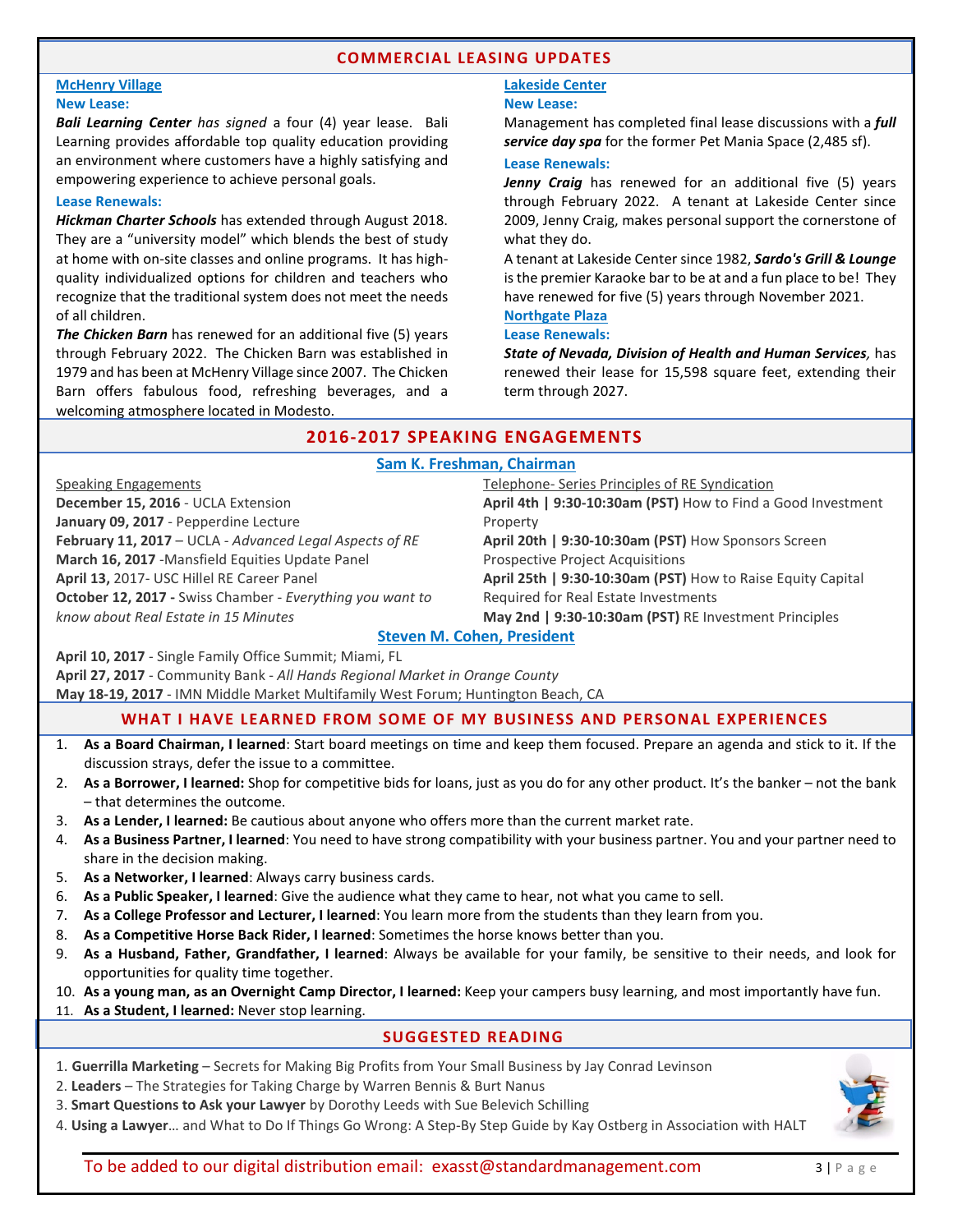## COMMERCIAL LEASING UPDATES

### McHenry Village

**New Lease:**

***Bali Learning Center*** *has signed* a four (4) year lease. Bali Learning provides affordable top quality education providing an environment where customers have a highly satisfying and empowering experience to achieve personal goals.

**Lease Renewals:**

***Hickman Charter Schools*** has extended through August 2018. They are a "university model" which blends the best of study at home with on-site classes and online programs. It has high-quality individualized options for children and teachers who recognize that the traditional system does not meet the needs of all children.

***The Chicken Barn*** has renewed for an additional five (5) years through February 2022. The Chicken Barn was established in 1979 and has been at McHenry Village since 2007. The Chicken Barn offers fabulous food, refreshing beverages, and a welcoming atmosphere located in Modesto.

### Lakeside Center

**New Lease:**

Management has completed final lease discussions with a ***full service day spa*** for the former Pet Mania Space (2,485 sf).

**Lease Renewals:**

***Jenny Craig*** has renewed for an additional five (5) years through February 2022. A tenant at Lakeside Center since 2009, Jenny Craig, makes personal support the cornerstone of what they do.

A tenant at Lakeside Center since 1982, ***Sardo's Grill & Lounge*** is the premier Karaoke bar to be at and a fun place to be! They have renewed for five (5) years through November 2021.

### Northgate Plaza

**Lease Renewals:**

***State of Nevada, Division of Health and Human Services,*** has renewed their lease for 15,598 square feet, extending their term through 2027.

## 2016-2017 SPEAKING ENGAGEMENTS

### Sam K. Freshman, Chairman

Speaking Engagements

**December 15, 2016** - UCLA Extension
**January 09, 2017** - Pepperdine Lecture
**February 11, 2017** – UCLA - *Advanced Legal Aspects of RE*
**March 16, 2017** -Mansfield Equities Update Panel
**April 13,** 2017- USC Hillel RE Career Panel
**October 12, 2017 -** Swiss Chamber - *Everything you want to know about Real Estate in 15 Minutes*

Telephone- Series Principles of RE Syndication

**April 4th | 9:30-10:30am (PST)** How to Find a Good Investment Property
**April 20th | 9:30-10:30am (PST)** How Sponsors Screen Prospective Project Acquisitions
**April 25th | 9:30-10:30am (PST)** How to Raise Equity Capital Required for Real Estate Investments
**May 2nd | 9:30-10:30am (PST)** RE Investment Principles

### Steven M. Cohen, President

**April 10, 2017** - Single Family Office Summit; Miami, FL
**April 27, 2017** - Community Bank - *All Hands Regional Market in Orange County*
**May 18-19, 2017** - IMN Middle Market Multifamily West Forum; Huntington Beach, CA

## WHAT I HAVE LEARNED FROM SOME OF MY BUSINESS AND PERSONAL EXPERIENCES

1. **As a Board Chairman, I learned**: Start board meetings on time and keep them focused. Prepare an agenda and stick to it. If the discussion strays, defer the issue to a committee.
2. **As a Borrower, I learned:** Shop for competitive bids for loans, just as you do for any other product. It's the banker – not the bank – that determines the outcome.
3. **As a Lender, I learned:** Be cautious about anyone who offers more than the current market rate.
4. **As a Business Partner, I learned**: You need to have strong compatibility with your business partner. You and your partner need to share in the decision making.
5. **As a Networker, I learned**: Always carry business cards.
6. **As a Public Speaker, I learned**: Give the audience what they came to hear, not what you came to sell.
7. **As a College Professor and Lecturer, I learned**: You learn more from the students than they learn from you.
8. **As a Competitive Horse Back Rider, I learned**: Sometimes the horse knows better than you.
9. **As a Husband, Father, Grandfather, I learned**: Always be available for your family, be sensitive to their needs, and look for opportunities for quality time together.
10. **As a young man, as an Overnight Camp Director, I learned:** Keep your campers busy learning, and most importantly have fun.
11. **As a Student, I learned:** Never stop learning.

## SUGGESTED READING

1. **Guerrilla Marketing** – Secrets for Making Big Profits from Your Small Business by Jay Conrad Levinson
2. **Leaders** – The Strategies for Taking Charge by Warren Bennis & Burt Nanus
3. **Smart Questions to Ask your Lawyer** by Dorothy Leeds with Sue Belevich Schilling
4. **Using a Lawyer**… and What to Do If Things Go Wrong: A Step-By Step Guide by Kay Ostberg in Association with HALT

To be added to our digital distribution email: exasst@standardmanagement.com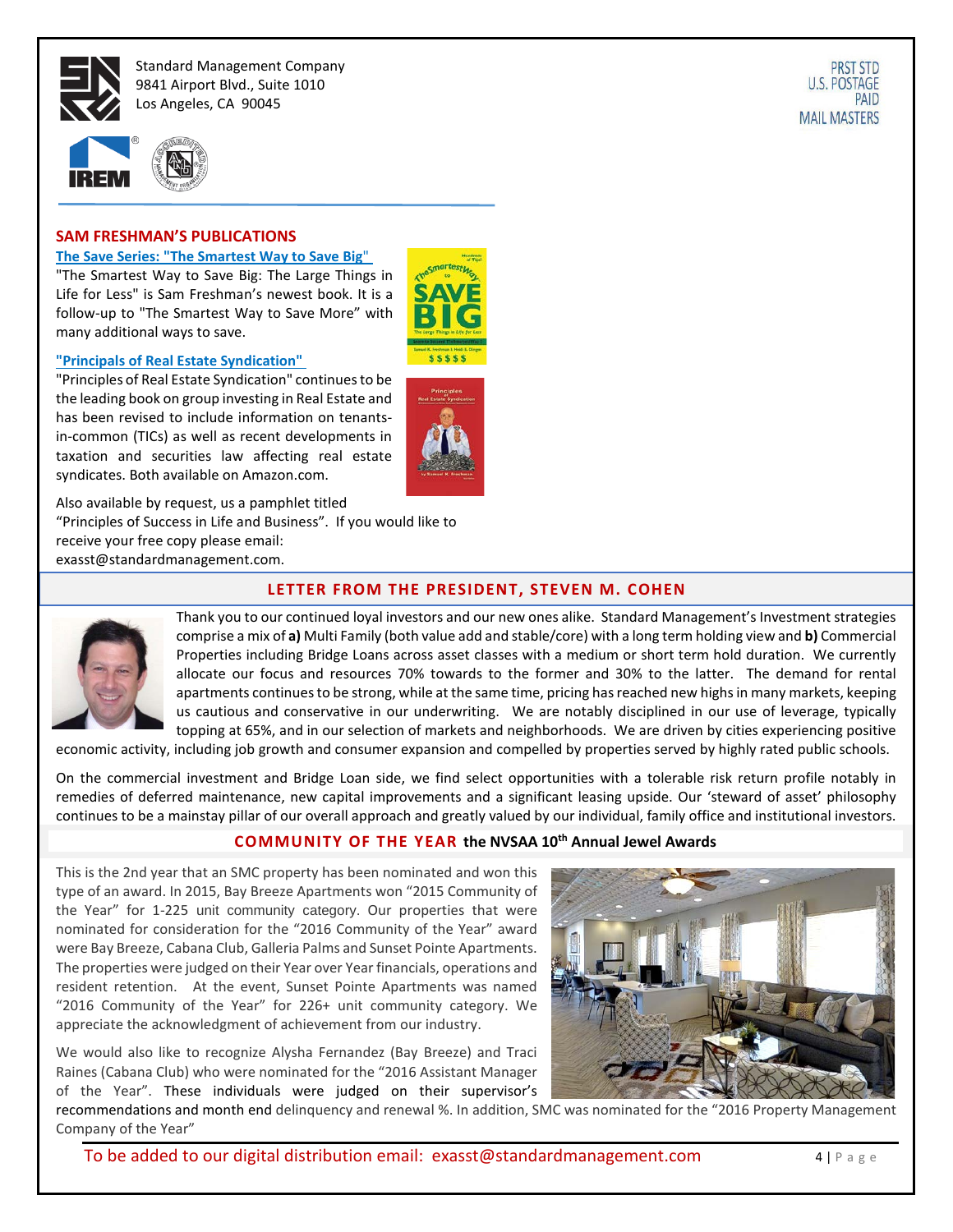Standard Management Company
9841 Airport Blvd., Suite 1010
Los Angeles, CA 90045

PRST STD
U.S. POSTAGE
PAID
MAIL MASTERS

## SAM FRESHMAN'S PUBLICATIONS

### The Save Series: "The Smartest Way to Save Big"

"The Smartest Way to Save Big: The Large Things in Life for Less" is Sam Freshman's newest book. It is a follow-up to "The Smartest Way to Save More" with many additional ways to save.

### "Principals of Real Estate Syndication"

"Principles of Real Estate Syndication" continues to be the leading book on group investing in Real Estate and has been revised to include information on tenants-in-common (TICs) as well as recent developments in taxation and securities law affecting real estate syndicates. Both available on Amazon.com.

Also available by request, us a pamphlet titled "Principles of Success in Life and Business". If you would like to receive your free copy please email: exasst@standardmanagement.com.

## LETTER FROM THE PRESIDENT, STEVEN M. COHEN

Thank you to our continued loyal investors and our new ones alike. Standard Management's Investment strategies comprise a mix of **a)** Multi Family (both value add and stable/core) with a long term holding view and **b)** Commercial Properties including Bridge Loans across asset classes with a medium or short term hold duration. We currently allocate our focus and resources 70% towards to the former and 30% to the latter. The demand for rental apartments continues to be strong, while at the same time, pricing has reached new highs in many markets, keeping us cautious and conservative in our underwriting. We are notably disciplined in our use of leverage, typically topping at 65%, and in our selection of markets and neighborhoods. We are driven by cities experiencing positive economic activity, including job growth and consumer expansion and compelled by properties served by highly rated public schools.

On the commercial investment and Bridge Loan side, we find select opportunities with a tolerable risk return profile notably in remedies of deferred maintenance, new capital improvements and a significant leasing upside. Our 'steward of asset' philosophy continues to be a mainstay pillar of our overall approach and greatly valued by our individual, family office and institutional investors.

## COMMUNITY OF THE YEAR the NVSAA 10th Annual Jewel Awards

This is the 2nd year that an SMC property has been nominated and won this type of an award. In 2015, Bay Breeze Apartments won "2015 Community of the Year" for 1-225 unit community category. Our properties that were nominated for consideration for the "2016 Community of the Year" award were Bay Breeze, Cabana Club, Galleria Palms and Sunset Pointe Apartments. The properties were judged on their Year over Year financials, operations and resident retention. At the event, Sunset Pointe Apartments was named "2016 Community of the Year" for 226+ unit community category. We appreciate the acknowledgment of achievement from our industry.

We would also like to recognize Alysha Fernandez (Bay Breeze) and Traci Raines (Cabana Club) who were nominated for the "2016 Assistant Manager of the Year". These individuals were judged on their supervisor's recommendations and month end delinquency and renewal %. In addition, SMC was nominated for the "2016 Property Management Company of the Year"

To be added to our digital distribution email: exasst@standardmanagement.com